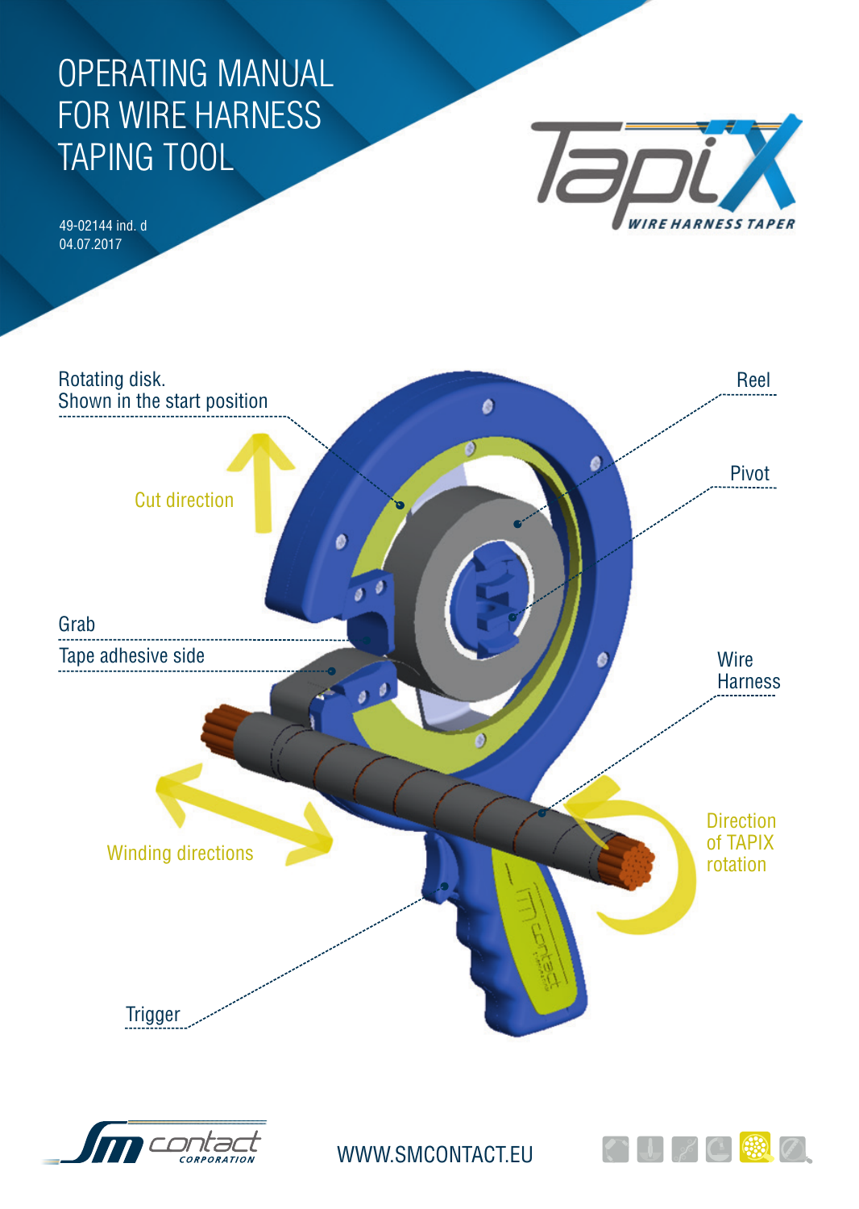# OPERATING MANUAL FOR WIRE HARNESS TAPING TOOL

49-02144 ind. d
04.07.2017

TapiX
WIRE HARNESS TAPER

Rotating disk.
Shown in the start position

Reel

Pivot

Cut direction

Grab

Tape adhesive side

Wire Harness

Winding directions

Direction of TAPIX rotation

Trigger

sm contact CORPORATION

WWW.SMCONTACT.EU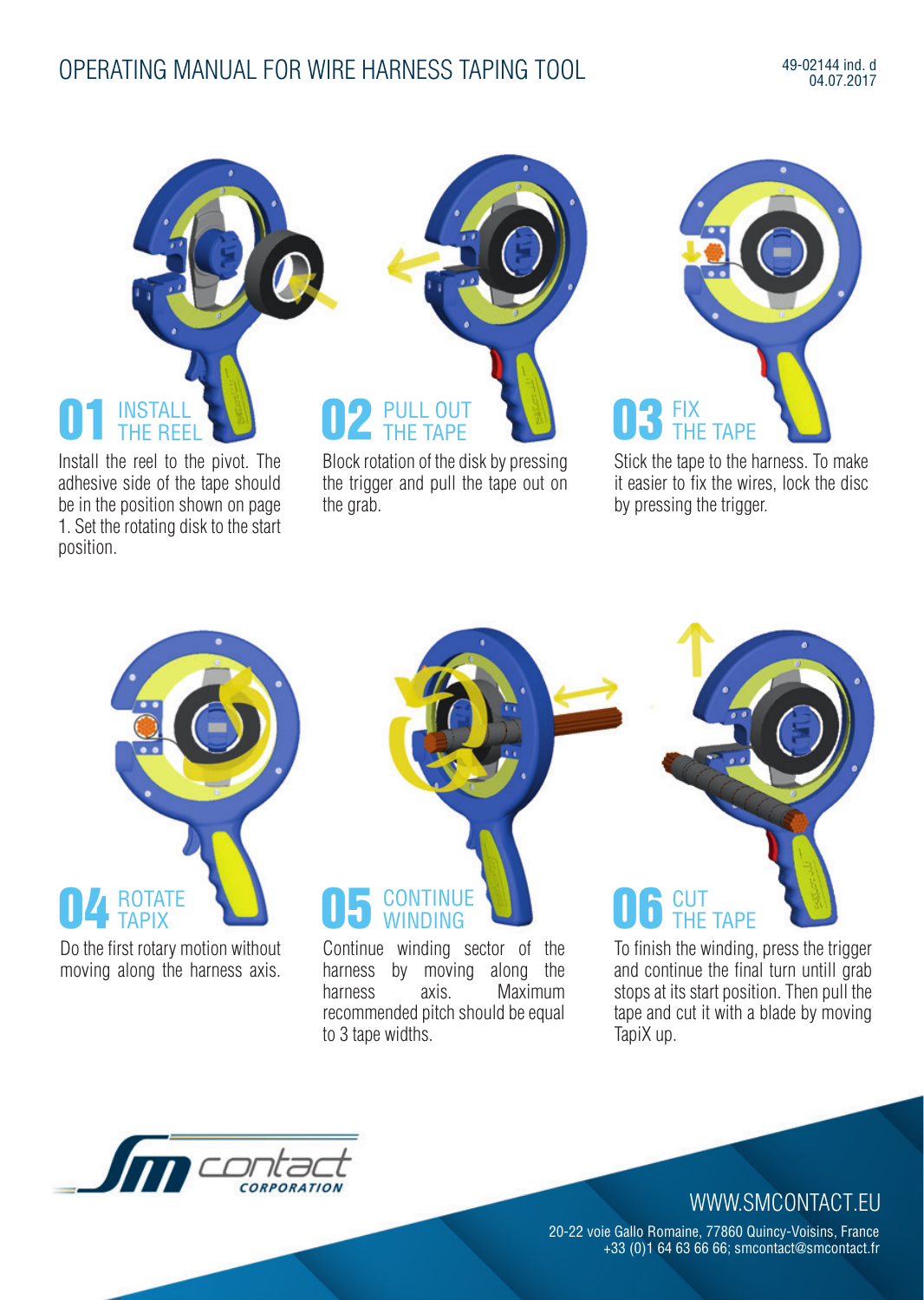# OPERATING MANUAL FOR WIRE HARNESS TAPING TOOL

49-02144 ind. d
04.07.2017

## 01 INSTALL THE REEL

Install the reel to the pivot. The adhesive side of the tape should be in the position shown on page 1. Set the rotating disk to the start position.

## 02 PULL OUT THE TAPE

Block rotation of the disk by pressing the trigger and pull the tape out on the grab.

## 03 FIX THE TAPE

Stick the tape to the harness. To make it easier to fix the wires, lock the disc by pressing the trigger.

## 04 ROTATE TAPIX

Do the first rotary motion without moving along the harness axis.

## 05 CONTINUE WINDING

Continue winding sector of the harness by moving along the harness axis. Maximum recommended pitch should be equal to 3 tape widths.

## 06 CUT THE TAPE

To finish the winding, press the trigger and continue the final turn untill grab stops at its start position. Then pull the tape and cut it with a blade by moving TapiX up.

sm contact CORPORATION

WWW.SMCONTACT.EU

20-22 voie Gallo Romaine, 77860 Quincy-Voisins, France
+33 (0)1 64 63 66 66; smcontact@smcontact.fr